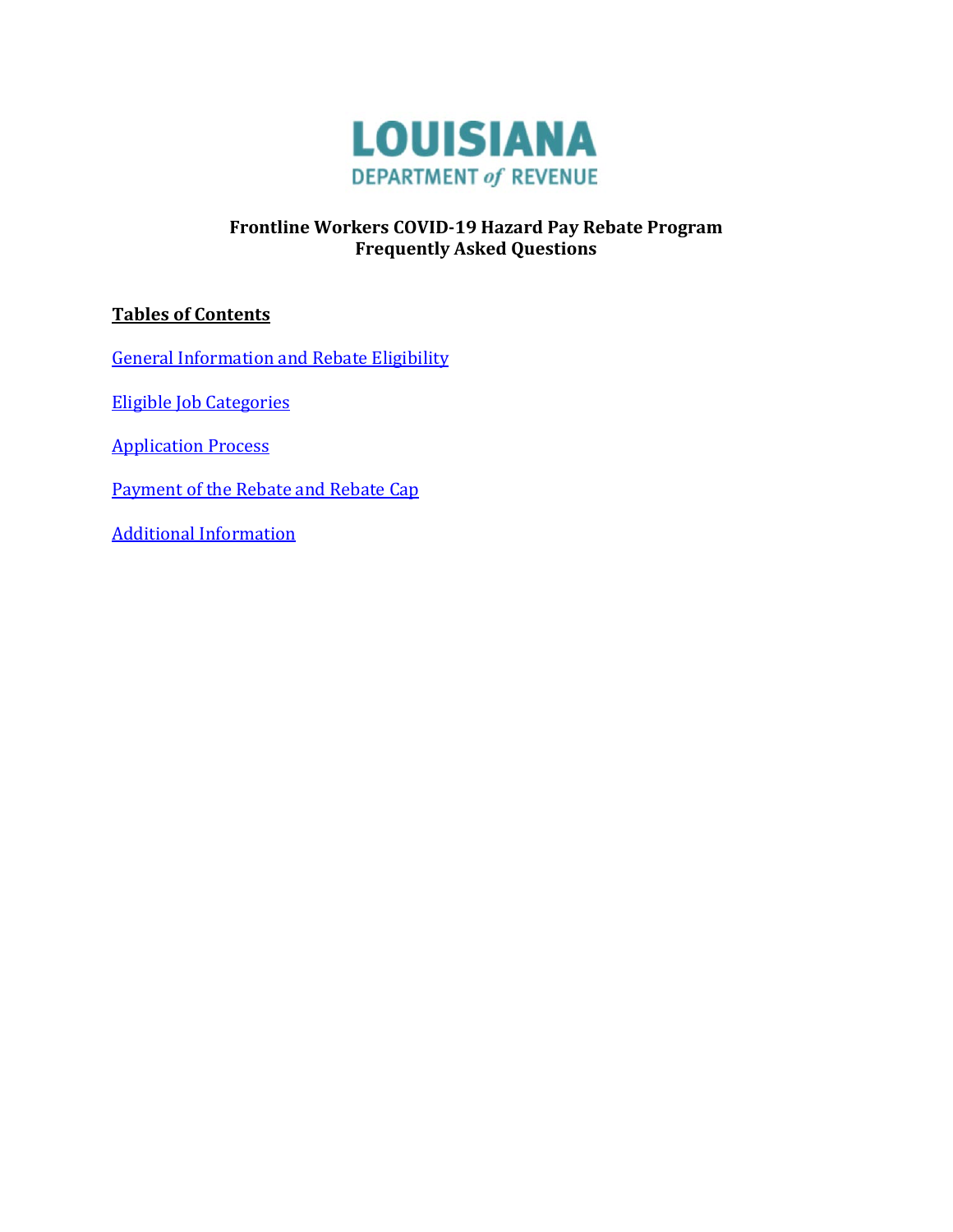LOUISIANA
DEPARTMENT *of* REVENUE

# Frontline Workers COVID-19 Hazard Pay Rebate Program
# Frequently Asked Questions

**Tables of Contents**

General Information and Rebate Eligibility

Eligible Job Categories

Application Process

Payment of the Rebate and Rebate Cap

Additional Information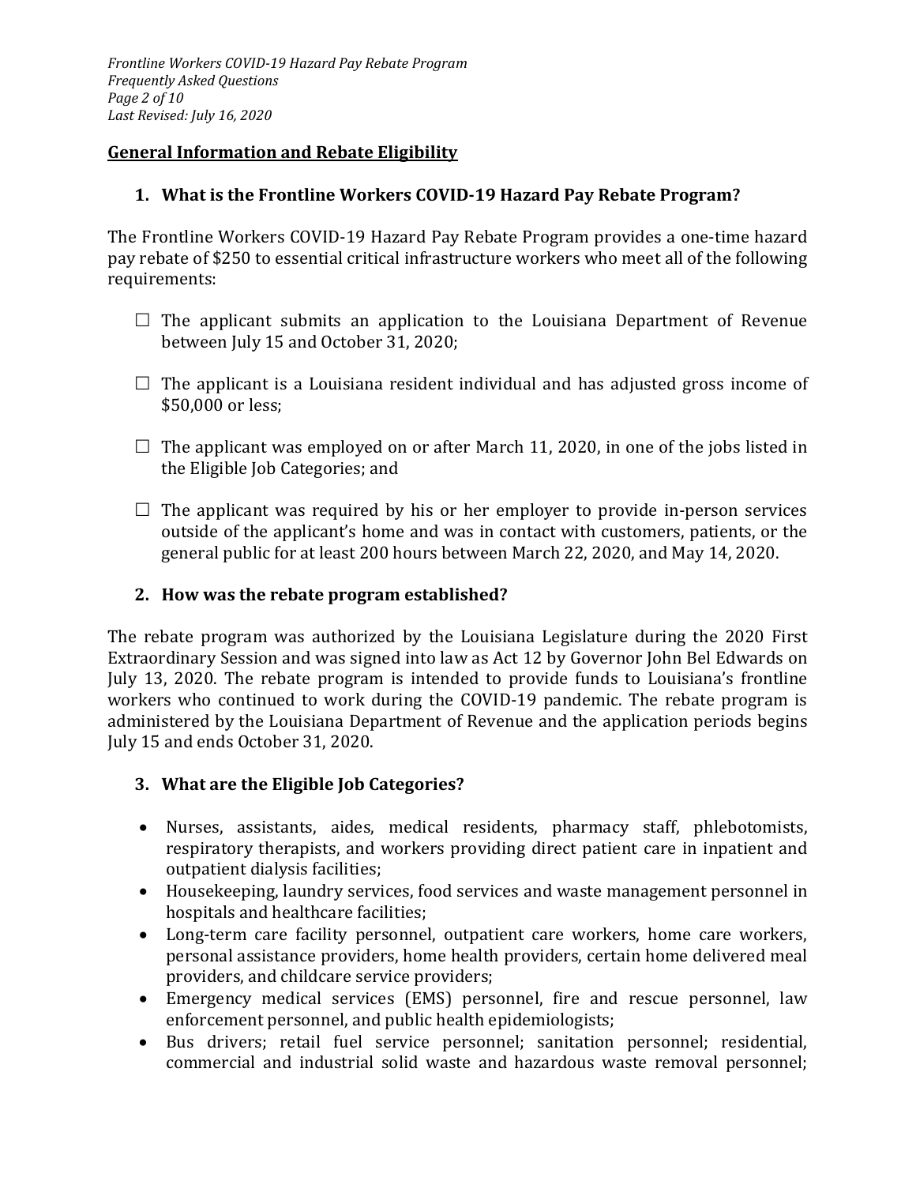## General Information and Rebate Eligibility

### 1. What is the Frontline Workers COVID-19 Hazard Pay Rebate Program?

The Frontline Workers COVID-19 Hazard Pay Rebate Program provides a one-time hazard pay rebate of $250 to essential critical infrastructure workers who meet all of the following requirements:

- ☐ The applicant submits an application to the Louisiana Department of Revenue between July 15 and October 31, 2020;
- ☐ The applicant is a Louisiana resident individual and has adjusted gross income of $50,000 or less;
- ☐ The applicant was employed on or after March 11, 2020, in one of the jobs listed in the Eligible Job Categories; and
- ☐ The applicant was required by his or her employer to provide in-person services outside of the applicant's home and was in contact with customers, patients, or the general public for at least 200 hours between March 22, 2020, and May 14, 2020.

### 2. How was the rebate program established?

The rebate program was authorized by the Louisiana Legislature during the 2020 First Extraordinary Session and was signed into law as Act 12 by Governor John Bel Edwards on July 13, 2020. The rebate program is intended to provide funds to Louisiana's frontline workers who continued to work during the COVID-19 pandemic. The rebate program is administered by the Louisiana Department of Revenue and the application periods begins July 15 and ends October 31, 2020.

### 3. What are the Eligible Job Categories?

- Nurses, assistants, aides, medical residents, pharmacy staff, phlebotomists, respiratory therapists, and workers providing direct patient care in inpatient and outpatient dialysis facilities;
- Housekeeping, laundry services, food services and waste management personnel in hospitals and healthcare facilities;
- Long-term care facility personnel, outpatient care workers, home care workers, personal assistance providers, home health providers, certain home delivered meal providers, and childcare service providers;
- Emergency medical services (EMS) personnel, fire and rescue personnel, law enforcement personnel, and public health epidemiologists;
- Bus drivers; retail fuel service personnel; sanitation personnel; residential, commercial and industrial solid waste and hazardous waste removal personnel;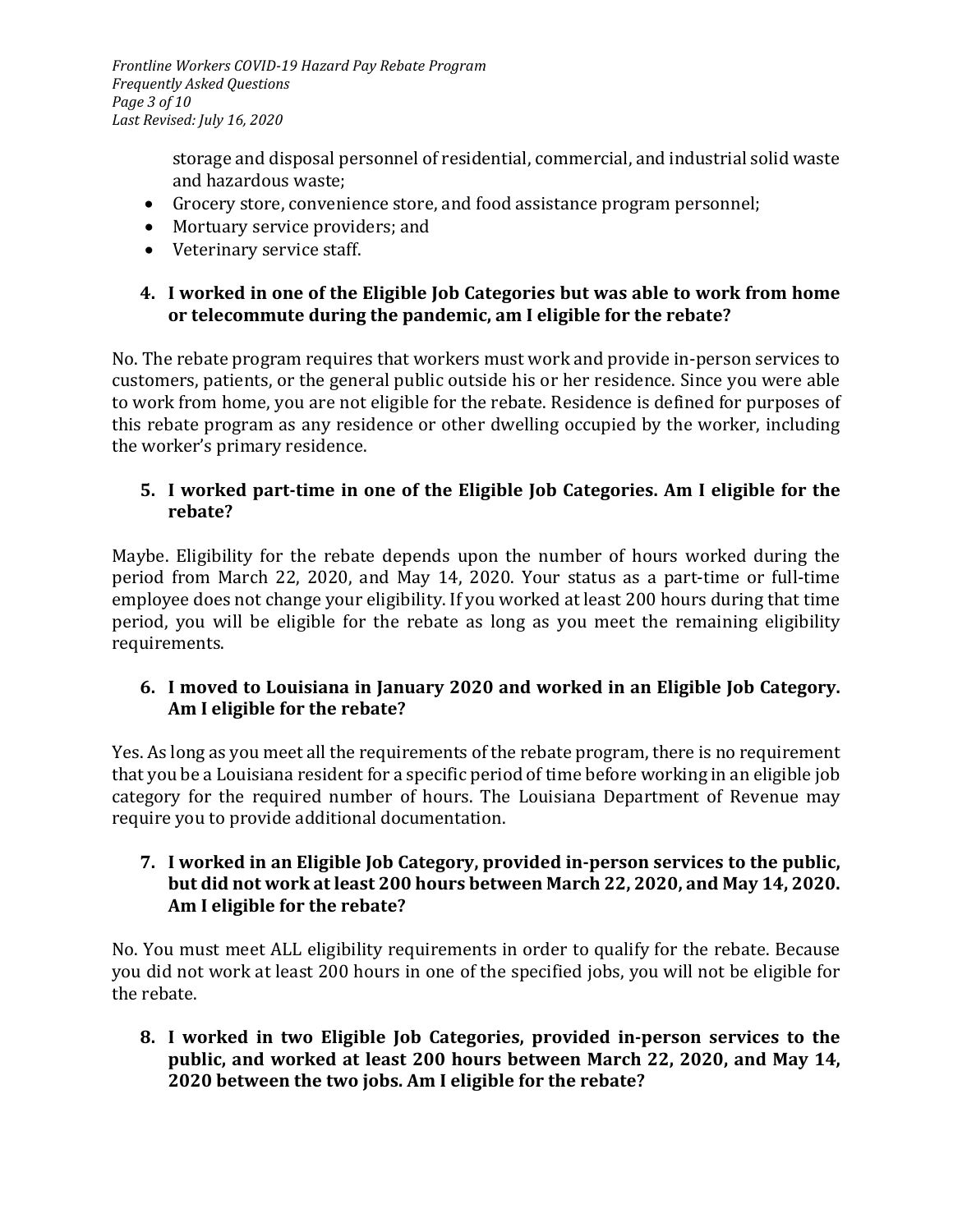storage and disposal personnel of residential, commercial, and industrial solid waste and hazardous waste;

- Grocery store, convenience store, and food assistance program personnel;
- Mortuary service providers; and
- Veterinary service staff.

**4. I worked in one of the Eligible Job Categories but was able to work from home or telecommute during the pandemic, am I eligible for the rebate?**

No. The rebate program requires that workers must work and provide in-person services to customers, patients, or the general public outside his or her residence. Since you were able to work from home, you are not eligible for the rebate. Residence is defined for purposes of this rebate program as any residence or other dwelling occupied by the worker, including the worker's primary residence.

**5. I worked part-time in one of the Eligible Job Categories. Am I eligible for the rebate?**

Maybe. Eligibility for the rebate depends upon the number of hours worked during the period from March 22, 2020, and May 14, 2020. Your status as a part-time or full-time employee does not change your eligibility. If you worked at least 200 hours during that time period, you will be eligible for the rebate as long as you meet the remaining eligibility requirements.

**6. I moved to Louisiana in January 2020 and worked in an Eligible Job Category. Am I eligible for the rebate?**

Yes. As long as you meet all the requirements of the rebate program, there is no requirement that you be a Louisiana resident for a specific period of time before working in an eligible job category for the required number of hours. The Louisiana Department of Revenue may require you to provide additional documentation.

**7. I worked in an Eligible Job Category, provided in-person services to the public, but did not work at least 200 hours between March 22, 2020, and May 14, 2020. Am I eligible for the rebate?**

No. You must meet ALL eligibility requirements in order to qualify for the rebate. Because you did not work at least 200 hours in one of the specified jobs, you will not be eligible for the rebate.

**8. I worked in two Eligible Job Categories, provided in-person services to the public, and worked at least 200 hours between March 22, 2020, and May 14, 2020 between the two jobs. Am I eligible for the rebate?**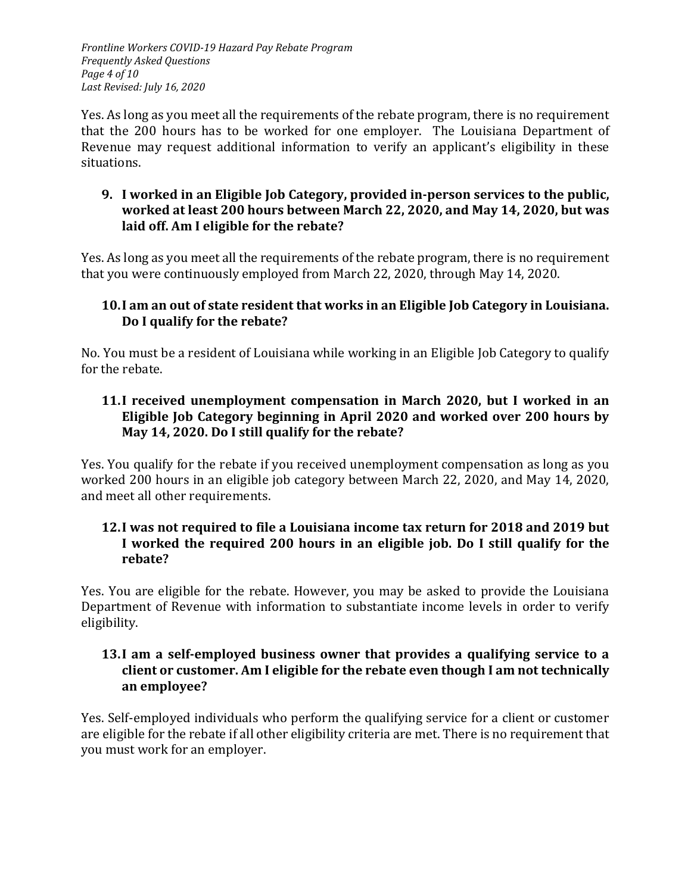Yes. As long as you meet all the requirements of the rebate program, there is no requirement that the 200 hours has to be worked for one employer. The Louisiana Department of Revenue may request additional information to verify an applicant's eligibility in these situations.

### 9. I worked in an Eligible Job Category, provided in-person services to the public, worked at least 200 hours between March 22, 2020, and May 14, 2020, but was laid off. Am I eligible for the rebate?

Yes. As long as you meet all the requirements of the rebate program, there is no requirement that you were continuously employed from March 22, 2020, through May 14, 2020.

### 10. I am an out of state resident that works in an Eligible Job Category in Louisiana. Do I qualify for the rebate?

No. You must be a resident of Louisiana while working in an Eligible Job Category to qualify for the rebate.

### 11. I received unemployment compensation in March 2020, but I worked in an Eligible Job Category beginning in April 2020 and worked over 200 hours by May 14, 2020. Do I still qualify for the rebate?

Yes. You qualify for the rebate if you received unemployment compensation as long as you worked 200 hours in an eligible job category between March 22, 2020, and May 14, 2020, and meet all other requirements.

### 12. I was not required to file a Louisiana income tax return for 2018 and 2019 but I worked the required 200 hours in an eligible job. Do I still qualify for the rebate?

Yes. You are eligible for the rebate. However, you may be asked to provide the Louisiana Department of Revenue with information to substantiate income levels in order to verify eligibility.

### 13. I am a self-employed business owner that provides a qualifying service to a client or customer. Am I eligible for the rebate even though I am not technically an employee?

Yes. Self-employed individuals who perform the qualifying service for a client or customer are eligible for the rebate if all other eligibility criteria are met. There is no requirement that you must work for an employer.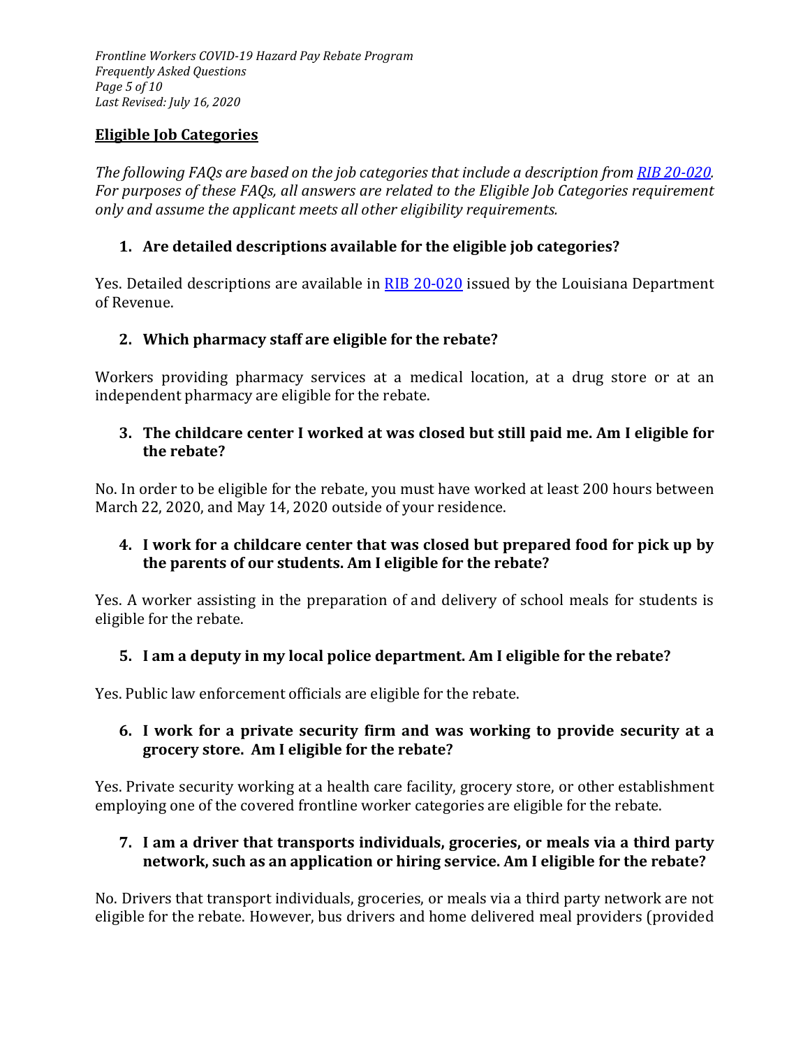## Eligible Job Categories

*The following FAQs are based on the job categories that include a description from RIB 20-020. For purposes of these FAQs, all answers are related to the Eligible Job Categories requirement only and assume the applicant meets all other eligibility requirements.*

1. **Are detailed descriptions available for the eligible job categories?**

Yes. Detailed descriptions are available in RIB 20-020 issued by the Louisiana Department of Revenue.

2. **Which pharmacy staff are eligible for the rebate?**

Workers providing pharmacy services at a medical location, at a drug store or at an independent pharmacy are eligible for the rebate.

3. **The childcare center I worked at was closed but still paid me. Am I eligible for the rebate?**

No. In order to be eligible for the rebate, you must have worked at least 200 hours between March 22, 2020, and May 14, 2020 outside of your residence.

4. **I work for a childcare center that was closed but prepared food for pick up by the parents of our students. Am I eligible for the rebate?**

Yes. A worker assisting in the preparation of and delivery of school meals for students is eligible for the rebate.

5. **I am a deputy in my local police department. Am I eligible for the rebate?**

Yes. Public law enforcement officials are eligible for the rebate.

6. **I work for a private security firm and was working to provide security at a grocery store. Am I eligible for the rebate?**

Yes. Private security working at a health care facility, grocery store, or other establishment employing one of the covered frontline worker categories are eligible for the rebate.

7. **I am a driver that transports individuals, groceries, or meals via a third party network, such as an application or hiring service. Am I eligible for the rebate?**

No. Drivers that transport individuals, groceries, or meals via a third party network are not eligible for the rebate. However, bus drivers and home delivered meal providers (provided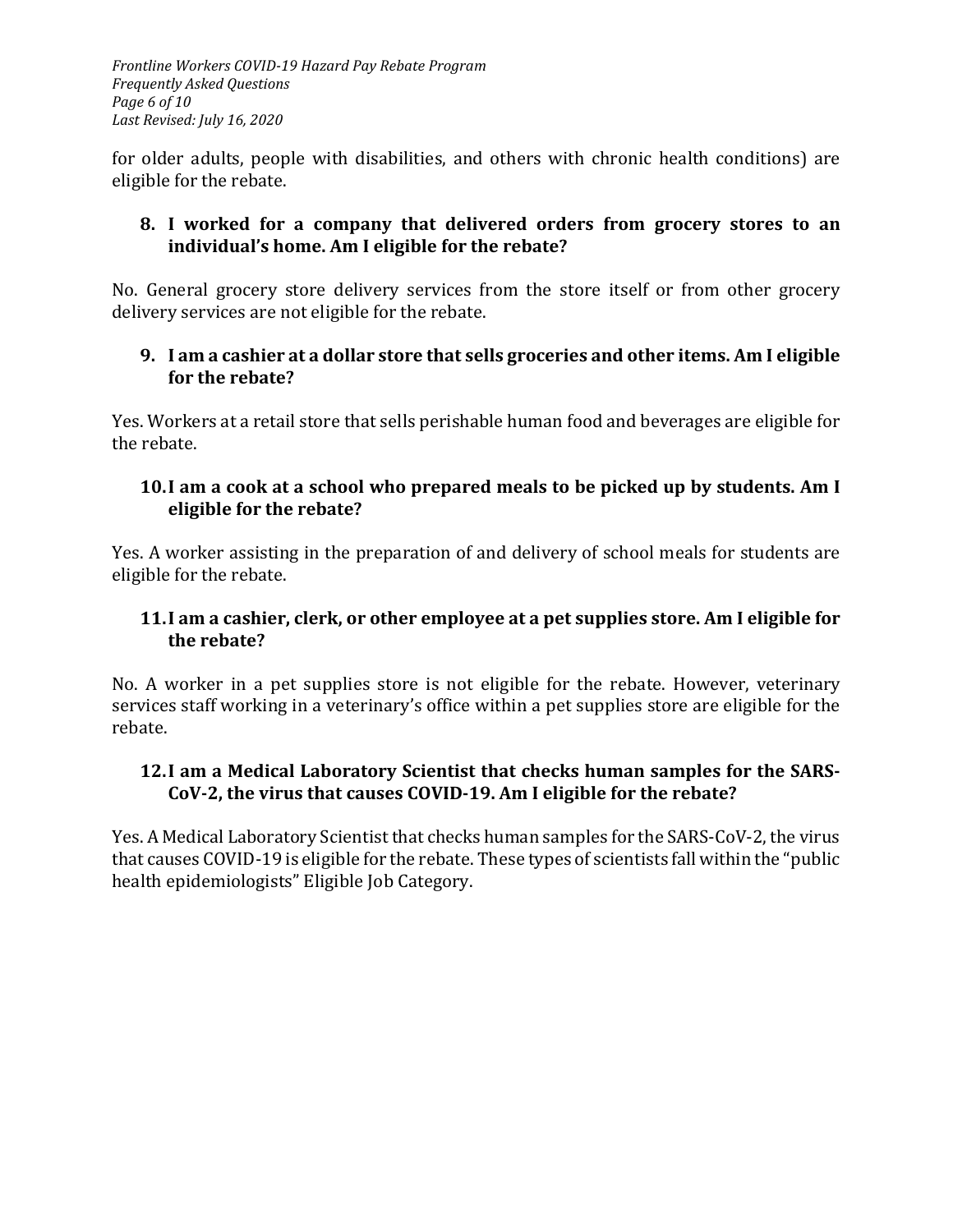for older adults, people with disabilities, and others with chronic health conditions) are eligible for the rebate.

### 8. I worked for a company that delivered orders from grocery stores to an individual's home. Am I eligible for the rebate?

No. General grocery store delivery services from the store itself or from other grocery delivery services are not eligible for the rebate.

### 9. I am a cashier at a dollar store that sells groceries and other items. Am I eligible for the rebate?

Yes. Workers at a retail store that sells perishable human food and beverages are eligible for the rebate.

### 10. I am a cook at a school who prepared meals to be picked up by students. Am I eligible for the rebate?

Yes. A worker assisting in the preparation of and delivery of school meals for students are eligible for the rebate.

### 11. I am a cashier, clerk, or other employee at a pet supplies store. Am I eligible for the rebate?

No. A worker in a pet supplies store is not eligible for the rebate. However, veterinary services staff working in a veterinary's office within a pet supplies store are eligible for the rebate.

### 12. I am a Medical Laboratory Scientist that checks human samples for the SARS-CoV-2, the virus that causes COVID-19. Am I eligible for the rebate?

Yes. A Medical Laboratory Scientist that checks human samples for the SARS-CoV-2, the virus that causes COVID-19 is eligible for the rebate. These types of scientists fall within the "public health epidemiologists" Eligible Job Category.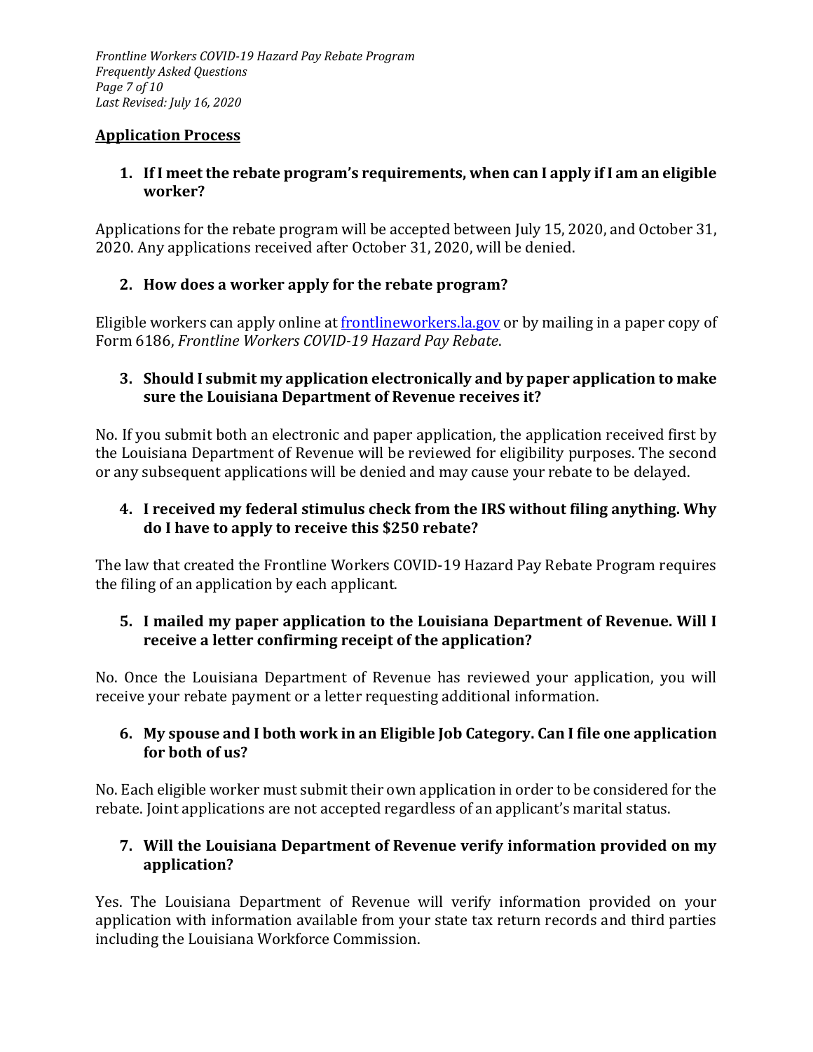## Application Process

1. **If I meet the rebate program's requirements, when can I apply if I am an eligible worker?**

Applications for the rebate program will be accepted between July 15, 2020, and October 31, 2020. Any applications received after October 31, 2020, will be denied.

2. **How does a worker apply for the rebate program?**

Eligible workers can apply online at [frontlineworkers.la.gov](frontlineworkers.la.gov) or by mailing in a paper copy of Form 6186, *Frontline Workers COVID-19 Hazard Pay Rebate*.

3. **Should I submit my application electronically and by paper application to make sure the Louisiana Department of Revenue receives it?**

No. If you submit both an electronic and paper application, the application received first by the Louisiana Department of Revenue will be reviewed for eligibility purposes. The second or any subsequent applications will be denied and may cause your rebate to be delayed.

4. **I received my federal stimulus check from the IRS without filing anything. Why do I have to apply to receive this $250 rebate?**

The law that created the Frontline Workers COVID-19 Hazard Pay Rebate Program requires the filing of an application by each applicant.

5. **I mailed my paper application to the Louisiana Department of Revenue. Will I receive a letter confirming receipt of the application?**

No. Once the Louisiana Department of Revenue has reviewed your application, you will receive your rebate payment or a letter requesting additional information.

6. **My spouse and I both work in an Eligible Job Category. Can I file one application for both of us?**

No. Each eligible worker must submit their own application in order to be considered for the rebate. Joint applications are not accepted regardless of an applicant's marital status.

7. **Will the Louisiana Department of Revenue verify information provided on my application?**

Yes. The Louisiana Department of Revenue will verify information provided on your application with information available from your state tax return records and third parties including the Louisiana Workforce Commission.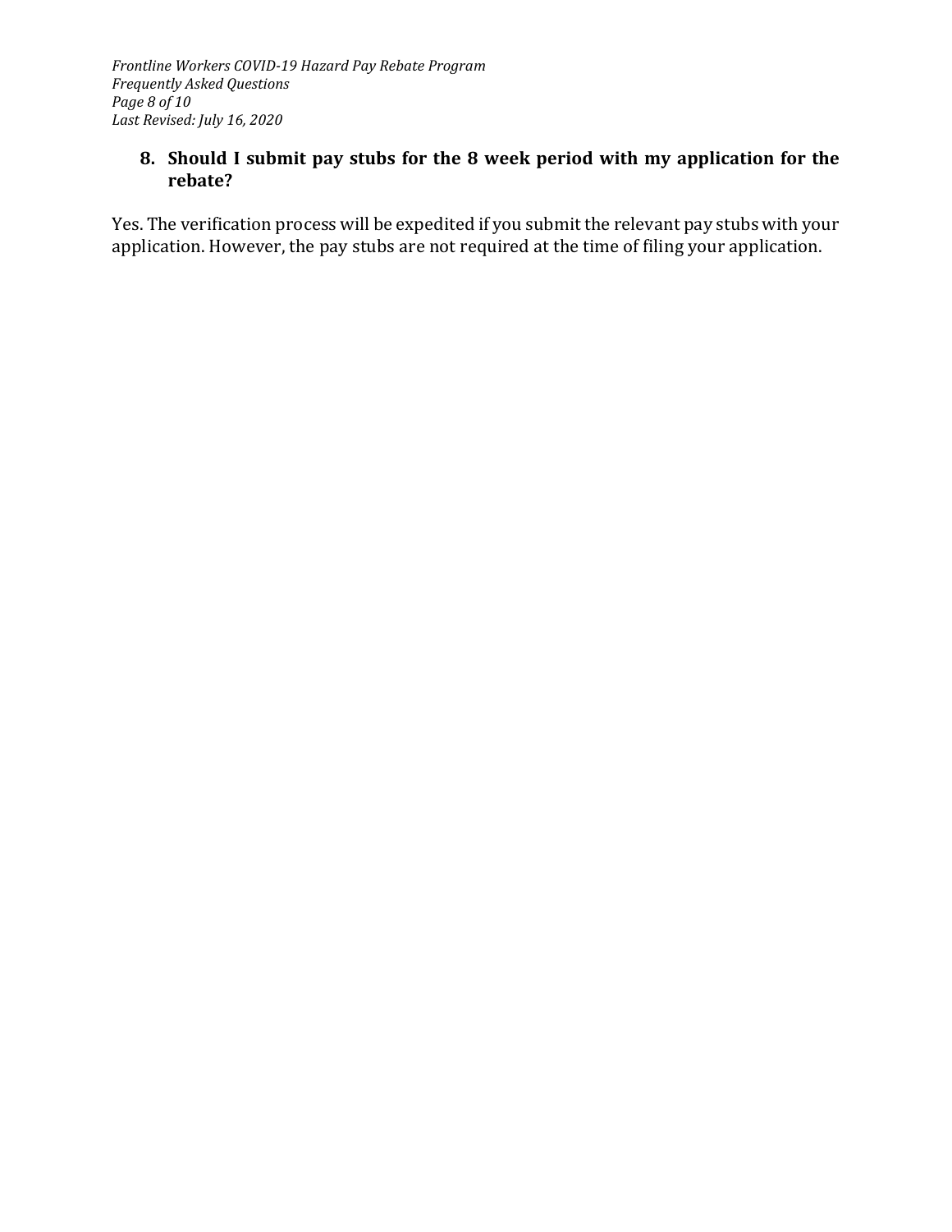**8. Should I submit pay stubs for the 8 week period with my application for the rebate?**

Yes. The verification process will be expedited if you submit the relevant pay stubs with your application. However, the pay stubs are not required at the time of filing your application.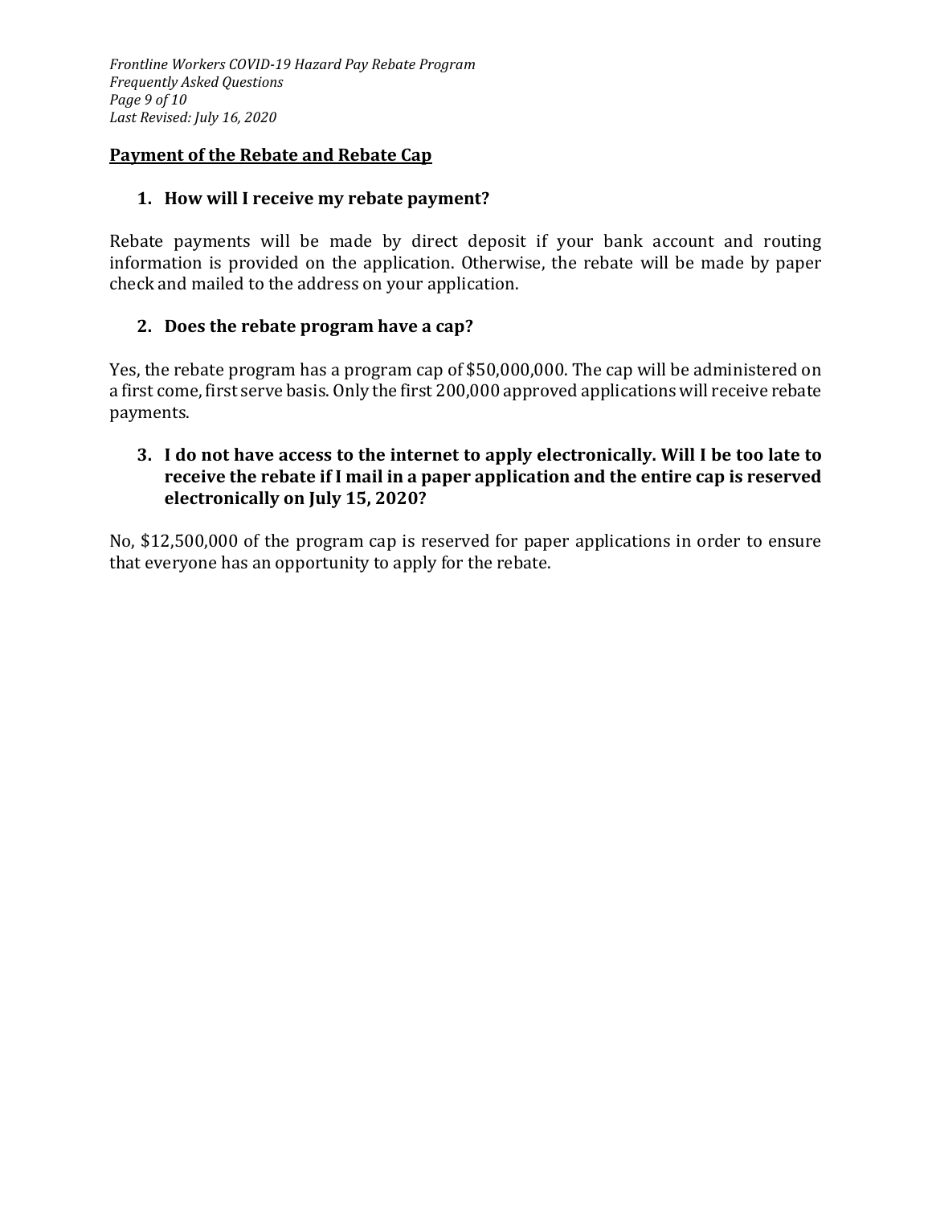## Payment of the Rebate and Rebate Cap

### 1. How will I receive my rebate payment?

Rebate payments will be made by direct deposit if your bank account and routing information is provided on the application. Otherwise, the rebate will be made by paper check and mailed to the address on your application.

### 2. Does the rebate program have a cap?

Yes, the rebate program has a program cap of $50,000,000. The cap will be administered on a first come, first serve basis. Only the first 200,000 approved applications will receive rebate payments.

### 3. I do not have access to the internet to apply electronically. Will I be too late to receive the rebate if I mail in a paper application and the entire cap is reserved electronically on July 15, 2020?

No, $12,500,000 of the program cap is reserved for paper applications in order to ensure that everyone has an opportunity to apply for the rebate.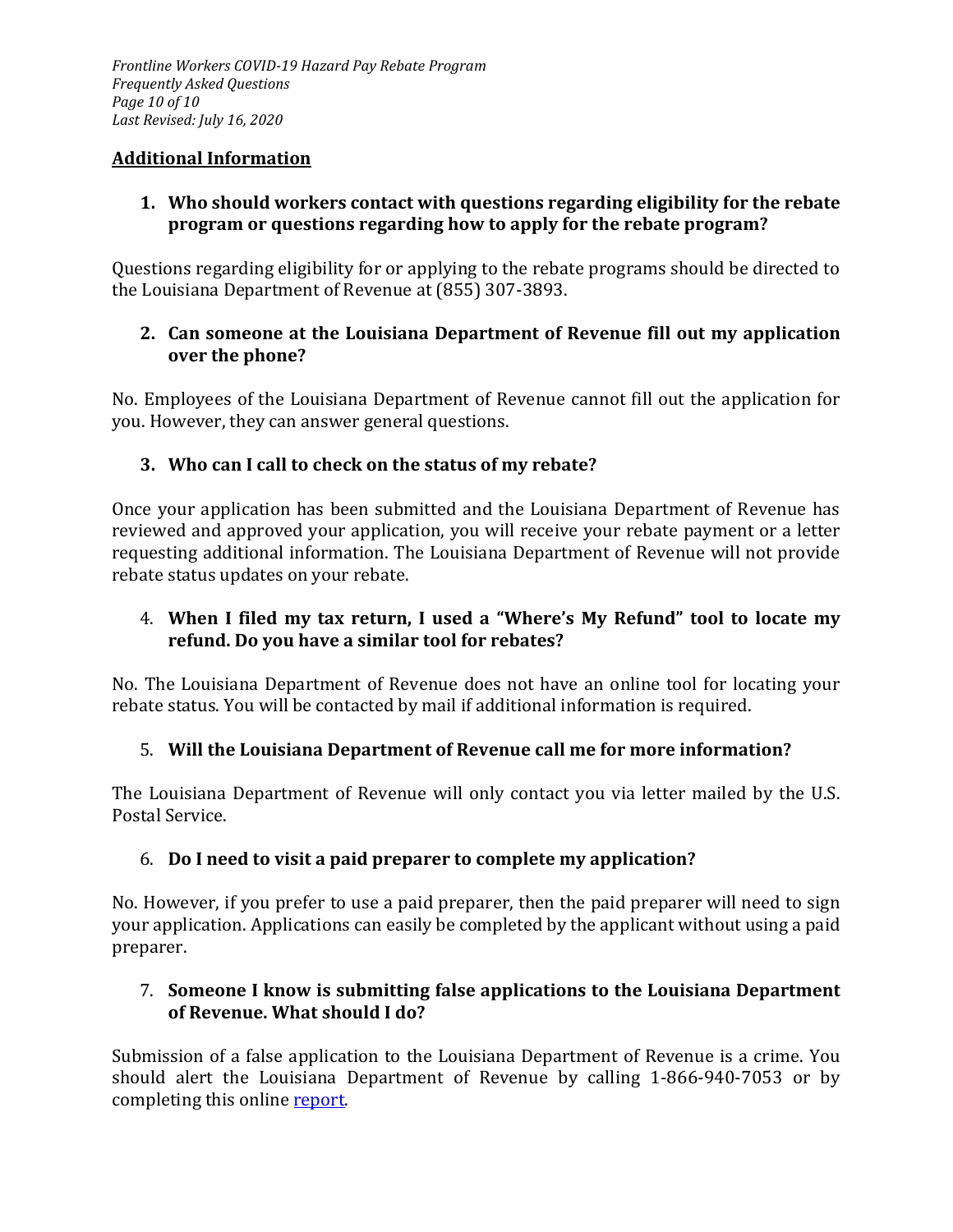## Additional Information

1. **Who should workers contact with questions regarding eligibility for the rebate program or questions regarding how to apply for the rebate program?**

Questions regarding eligibility for or applying to the rebate programs should be directed to the Louisiana Department of Revenue at (855) 307-3893.

2. **Can someone at the Louisiana Department of Revenue fill out my application over the phone?**

No. Employees of the Louisiana Department of Revenue cannot fill out the application for you. However, they can answer general questions.

3. **Who can I call to check on the status of my rebate?**

Once your application has been submitted and the Louisiana Department of Revenue has reviewed and approved your application, you will receive your rebate payment or a letter requesting additional information. The Louisiana Department of Revenue will not provide rebate status updates on your rebate.

4. **When I filed my tax return, I used a "Where's My Refund" tool to locate my refund. Do you have a similar tool for rebates?**

No. The Louisiana Department of Revenue does not have an online tool for locating your rebate status. You will be contacted by mail if additional information is required.

5. **Will the Louisiana Department of Revenue call me for more information?**

The Louisiana Department of Revenue will only contact you via letter mailed by the U.S. Postal Service.

6. **Do I need to visit a paid preparer to complete my application?**

No. However, if you prefer to use a paid preparer, then the paid preparer will need to sign your application. Applications can easily be completed by the applicant without using a paid preparer.

7. **Someone I know is submitting false applications to the Louisiana Department of Revenue. What should I do?**

Submission of a false application to the Louisiana Department of Revenue is a crime. You should alert the Louisiana Department of Revenue by calling 1-866-940-7053 or by completing this online report.